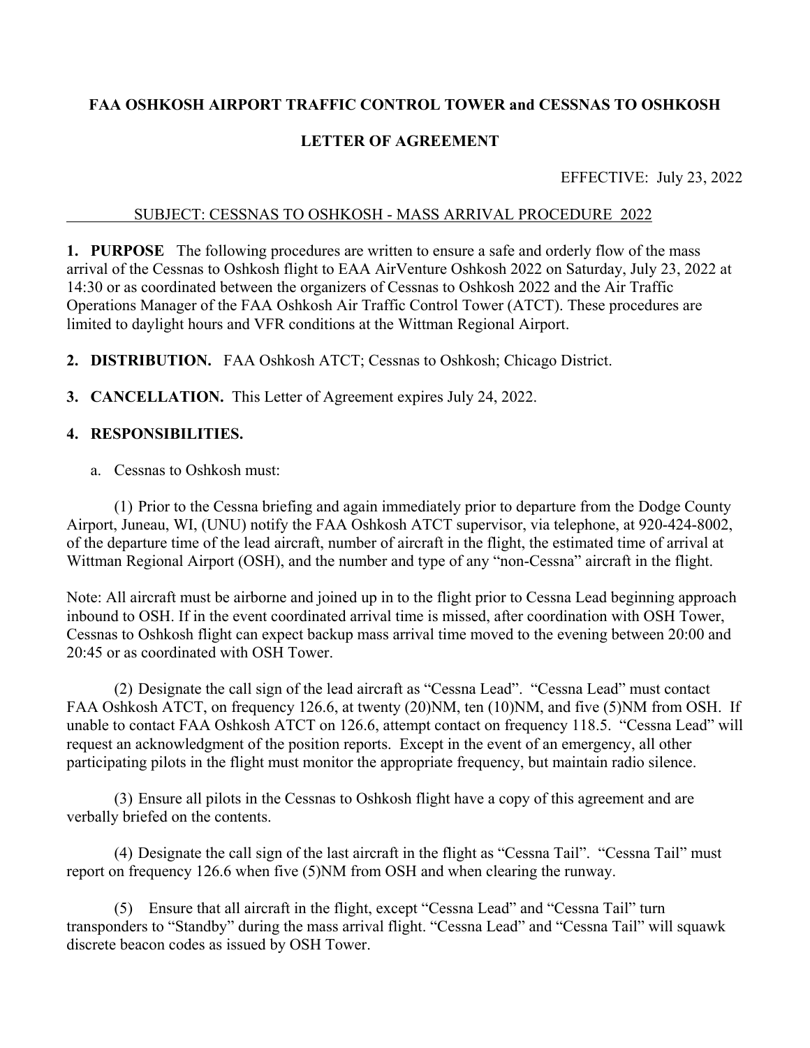**FAA OSHKOSH AIRPORT TRAFFIC CONTROL TOWER and CESSNAS TO OSHKOSH**

**LETTER OF AGREEMENT**

EFFECTIVE: July 23, 2022

SUBJECT: CESSNAS TO OSHKOSH - MASS ARRIVAL PROCEDURE 2022

**1. PURPOSE** The following procedures are written to ensure a safe and orderly flow of the mass arrival of the Cessnas to Oshkosh flight to EAA AirVenture Oshkosh 2022 on Saturday, July 23, 2022 at 14:30 or as coordinated between the organizers of Cessnas to Oshkosh 2022 and the Air Traffic Operations Manager of the FAA Oshkosh Air Traffic Control Tower (ATCT). These procedures are limited to daylight hours and VFR conditions at the Wittman Regional Airport.

**2. DISTRIBUTION.** FAA Oshkosh ATCT; Cessnas to Oshkosh; Chicago District.

**3. CANCELLATION.** This Letter of Agreement expires July 24, 2022.

**4. RESPONSIBILITIES.**

a. Cessnas to Oshkosh must:

(1) Prior to the Cessna briefing and again immediately prior to departure from the Dodge County Airport, Juneau, WI, (UNU) notify the FAA Oshkosh ATCT supervisor, via telephone, at 920-424-8002, of the departure time of the lead aircraft, number of aircraft in the flight, the estimated time of arrival at Wittman Regional Airport (OSH), and the number and type of any "non-Cessna" aircraft in the flight.

Note: All aircraft must be airborne and joined up in to the flight prior to Cessna Lead beginning approach inbound to OSH. If in the event coordinated arrival time is missed, after coordination with OSH Tower, Cessnas to Oshkosh flight can expect backup mass arrival time moved to the evening between 20:00 and 20:45 or as coordinated with OSH Tower.

(2) Designate the call sign of the lead aircraft as "Cessna Lead". "Cessna Lead" must contact FAA Oshkosh ATCT, on frequency 126.6, at twenty (20)NM, ten (10)NM, and five (5)NM from OSH. If unable to contact FAA Oshkosh ATCT on 126.6, attempt contact on frequency 118.5. "Cessna Lead" will request an acknowledgment of the position reports. Except in the event of an emergency, all other participating pilots in the flight must monitor the appropriate frequency, but maintain radio silence.

(3) Ensure all pilots in the Cessnas to Oshkosh flight have a copy of this agreement and are verbally briefed on the contents.

(4) Designate the call sign of the last aircraft in the flight as "Cessna Tail". "Cessna Tail" must report on frequency 126.6 when five (5)NM from OSH and when clearing the runway.

(5) Ensure that all aircraft in the flight, except "Cessna Lead" and "Cessna Tail" turn transponders to "Standby" during the mass arrival flight. "Cessna Lead" and "Cessna Tail" will squawk discrete beacon codes as issued by OSH Tower.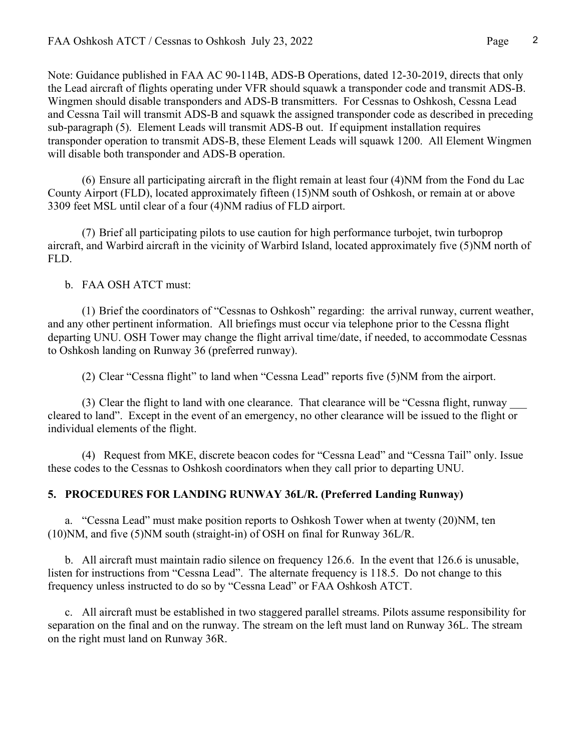Note: Guidance published in FAA AC 90-114B, ADS-B Operations, dated 12-30-2019, directs that only the Lead aircraft of flights operating under VFR should squawk a transponder code and transmit ADS-B. Wingmen should disable transponders and ADS-B transmitters. For Cessnas to Oshkosh, Cessna Lead and Cessna Tail will transmit ADS-B and squawk the assigned transponder code as described in preceding sub-paragraph (5). Element Leads will transmit ADS-B out. If equipment installation requires transponder operation to transmit ADS-B, these Element Leads will squawk 1200. All Element Wingmen will disable both transponder and ADS-B operation.

(6) Ensure all participating aircraft in the flight remain at least four (4)NM from the Fond du Lac County Airport (FLD), located approximately fifteen (15)NM south of Oshkosh, or remain at or above 3309 feet MSL until clear of a four (4)NM radius of FLD airport.

(7) Brief all participating pilots to use caution for high performance turbojet, twin turboprop aircraft, and Warbird aircraft in the vicinity of Warbird Island, located approximately five (5)NM north of FLD.

b. FAA OSH ATCT must:

(1) Brief the coordinators of "Cessnas to Oshkosh" regarding: the arrival runway, current weather, and any other pertinent information. All briefings must occur via telephone prior to the Cessna flight departing UNU. OSH Tower may change the flight arrival time/date, if needed, to accommodate Cessnas to Oshkosh landing on Runway 36 (preferred runway).

(2) Clear "Cessna flight" to land when "Cessna Lead" reports five (5)NM from the airport.

(3) Clear the flight to land with one clearance. That clearance will be "Cessna flight, runway ___ cleared to land". Except in the event of an emergency, no other clearance will be issued to the flight or individual elements of the flight.

(4) Request from MKE, discrete beacon codes for "Cessna Lead" and "Cessna Tail" only. Issue these codes to the Cessnas to Oshkosh coordinators when they call prior to departing UNU.

## 5. PROCEDURES FOR LANDING RUNWAY 36L/R. (Preferred Landing Runway)

a. "Cessna Lead" must make position reports to Oshkosh Tower when at twenty (20)NM, ten (10)NM, and five (5)NM south (straight-in) of OSH on final for Runway 36L/R.

b. All aircraft must maintain radio silence on frequency 126.6. In the event that 126.6 is unusable, listen for instructions from "Cessna Lead". The alternate frequency is 118.5. Do not change to this frequency unless instructed to do so by "Cessna Lead" or FAA Oshkosh ATCT.

c. All aircraft must be established in two staggered parallel streams. Pilots assume responsibility for separation on the final and on the runway. The stream on the left must land on Runway 36L. The stream on the right must land on Runway 36R.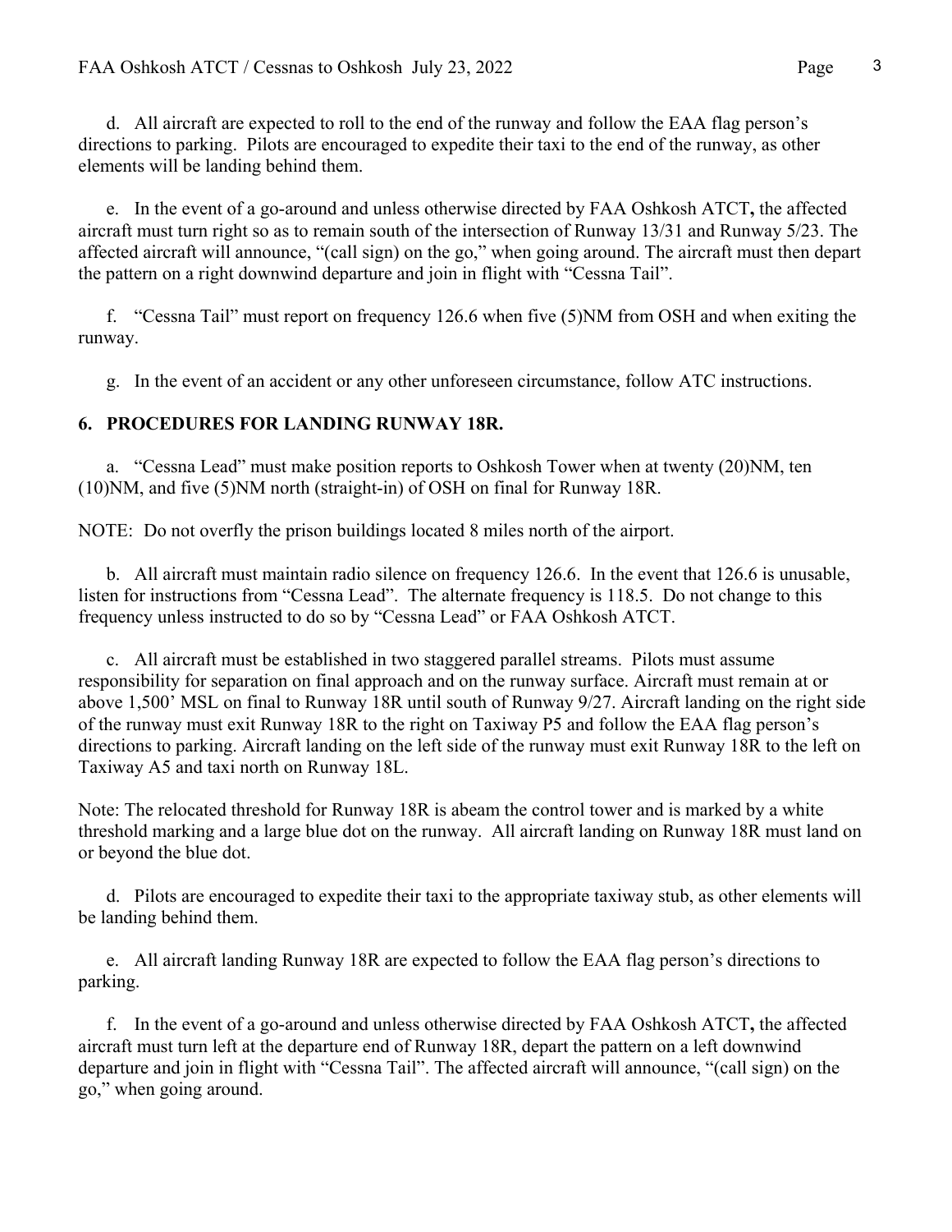d. All aircraft are expected to roll to the end of the runway and follow the EAA flag person's directions to parking. Pilots are encouraged to expedite their taxi to the end of the runway, as other elements will be landing behind them.

e. In the event of a go-around and unless otherwise directed by FAA Oshkosh ATCT**,** the affected aircraft must turn right so as to remain south of the intersection of Runway 13/31 and Runway 5/23. The affected aircraft will announce, "(call sign) on the go," when going around. The aircraft must then depart the pattern on a right downwind departure and join in flight with "Cessna Tail".

f. "Cessna Tail" must report on frequency 126.6 when five (5)NM from OSH and when exiting the runway.

g. In the event of an accident or any other unforeseen circumstance, follow ATC instructions.

## 6. PROCEDURES FOR LANDING RUNWAY 18R.

a. "Cessna Lead" must make position reports to Oshkosh Tower when at twenty (20)NM, ten (10)NM, and five (5)NM north (straight-in) of OSH on final for Runway 18R.

NOTE: Do not overfly the prison buildings located 8 miles north of the airport.

b. All aircraft must maintain radio silence on frequency 126.6. In the event that 126.6 is unusable, listen for instructions from "Cessna Lead". The alternate frequency is 118.5. Do not change to this frequency unless instructed to do so by "Cessna Lead" or FAA Oshkosh ATCT.

c. All aircraft must be established in two staggered parallel streams. Pilots must assume responsibility for separation on final approach and on the runway surface. Aircraft must remain at or above 1,500' MSL on final to Runway 18R until south of Runway 9/27. Aircraft landing on the right side of the runway must exit Runway 18R to the right on Taxiway P5 and follow the EAA flag person's directions to parking. Aircraft landing on the left side of the runway must exit Runway 18R to the left on Taxiway A5 and taxi north on Runway 18L.

Note: The relocated threshold for Runway 18R is abeam the control tower and is marked by a white threshold marking and a large blue dot on the runway. All aircraft landing on Runway 18R must land on or beyond the blue dot.

d. Pilots are encouraged to expedite their taxi to the appropriate taxiway stub, as other elements will be landing behind them.

e. All aircraft landing Runway 18R are expected to follow the EAA flag person's directions to parking.

f. In the event of a go-around and unless otherwise directed by FAA Oshkosh ATCT**,** the affected aircraft must turn left at the departure end of Runway 18R, depart the pattern on a left downwind departure and join in flight with "Cessna Tail". The affected aircraft will announce, "(call sign) on the go," when going around.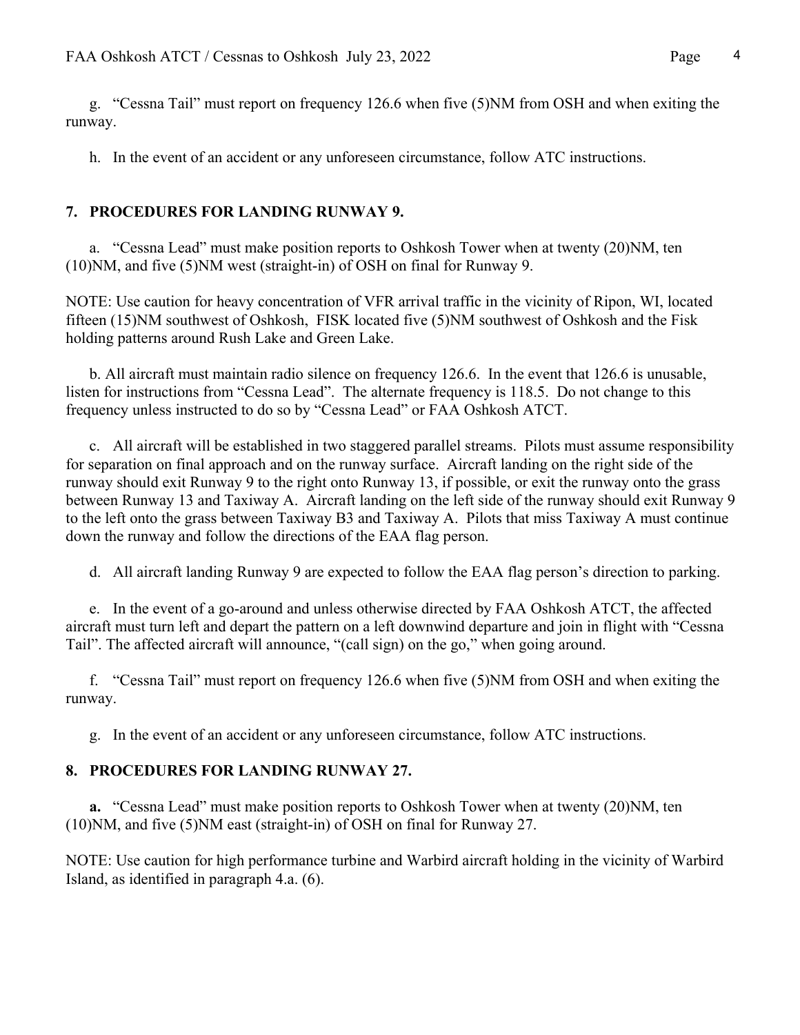g. "Cessna Tail" must report on frequency 126.6 when five (5)NM from OSH and when exiting the runway.

h. In the event of an accident or any unforeseen circumstance, follow ATC instructions.

## 7. PROCEDURES FOR LANDING RUNWAY 9.

a. "Cessna Lead" must make position reports to Oshkosh Tower when at twenty (20)NM, ten (10)NM, and five (5)NM west (straight-in) of OSH on final for Runway 9.

NOTE: Use caution for heavy concentration of VFR arrival traffic in the vicinity of Ripon, WI, located fifteen (15)NM southwest of Oshkosh, FISK located five (5)NM southwest of Oshkosh and the Fisk holding patterns around Rush Lake and Green Lake.

b. All aircraft must maintain radio silence on frequency 126.6. In the event that 126.6 is unusable, listen for instructions from "Cessna Lead". The alternate frequency is 118.5. Do not change to this frequency unless instructed to do so by "Cessna Lead" or FAA Oshkosh ATCT.

c. All aircraft will be established in two staggered parallel streams. Pilots must assume responsibility for separation on final approach and on the runway surface. Aircraft landing on the right side of the runway should exit Runway 9 to the right onto Runway 13, if possible, or exit the runway onto the grass between Runway 13 and Taxiway A. Aircraft landing on the left side of the runway should exit Runway 9 to the left onto the grass between Taxiway B3 and Taxiway A. Pilots that miss Taxiway A must continue down the runway and follow the directions of the EAA flag person.

d. All aircraft landing Runway 9 are expected to follow the EAA flag person's direction to parking.

e. In the event of a go-around and unless otherwise directed by FAA Oshkosh ATCT, the affected aircraft must turn left and depart the pattern on a left downwind departure and join in flight with "Cessna Tail". The affected aircraft will announce, "(call sign) on the go," when going around.

f. "Cessna Tail" must report on frequency 126.6 when five (5)NM from OSH and when exiting the runway.

g. In the event of an accident or any unforeseen circumstance, follow ATC instructions.

## 8. PROCEDURES FOR LANDING RUNWAY 27.

**a.** "Cessna Lead" must make position reports to Oshkosh Tower when at twenty (20)NM, ten (10)NM, and five (5)NM east (straight-in) of OSH on final for Runway 27.

NOTE: Use caution for high performance turbine and Warbird aircraft holding in the vicinity of Warbird Island, as identified in paragraph 4.a. (6).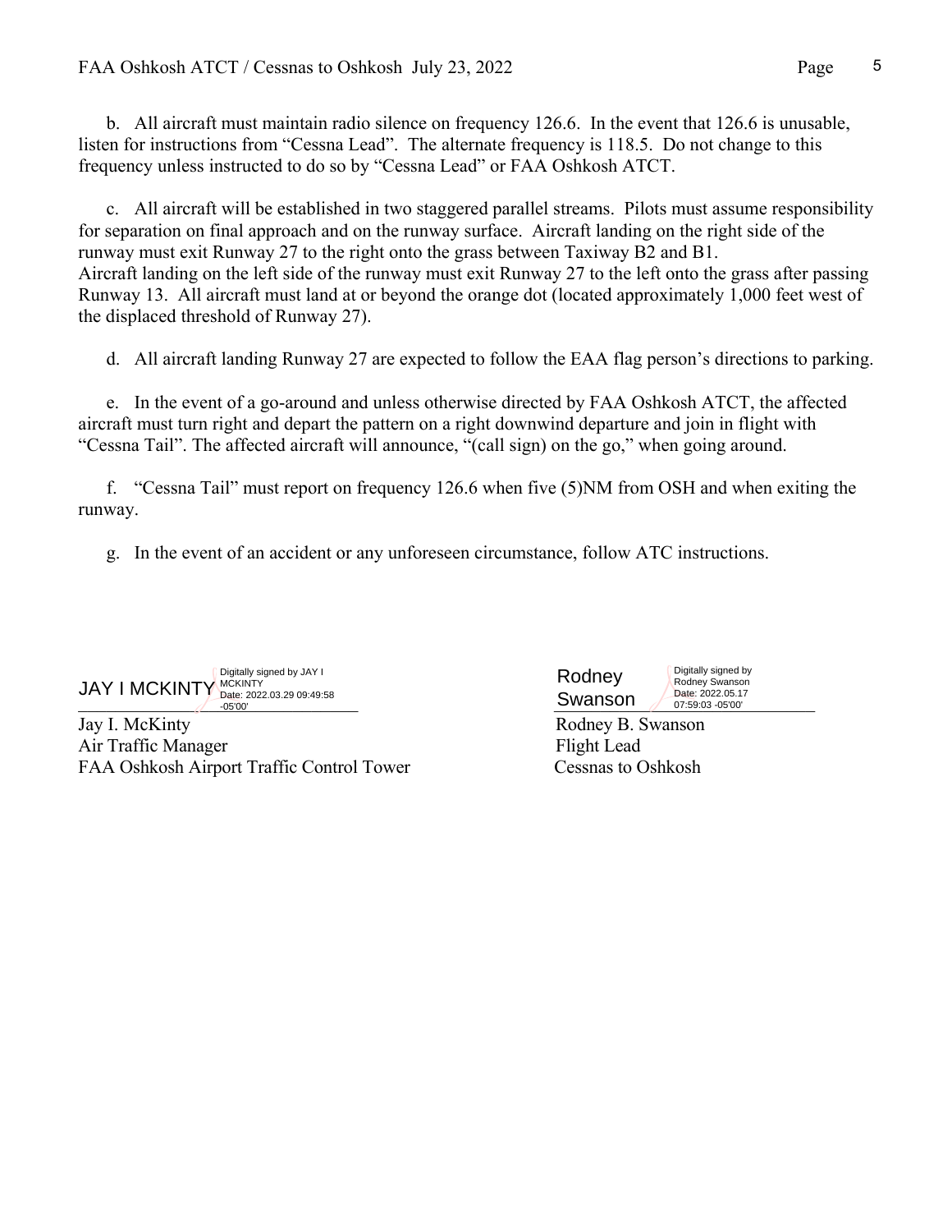b. All aircraft must maintain radio silence on frequency 126.6. In the event that 126.6 is unusable, listen for instructions from "Cessna Lead". The alternate frequency is 118.5. Do not change to this frequency unless instructed to do so by "Cessna Lead" or FAA Oshkosh ATCT.

c. All aircraft will be established in two staggered parallel streams. Pilots must assume responsibility for separation on final approach and on the runway surface. Aircraft landing on the right side of the runway must exit Runway 27 to the right onto the grass between Taxiway B2 and B1. Aircraft landing on the left side of the runway must exit Runway 27 to the left onto the grass after passing Runway 13. All aircraft must land at or beyond the orange dot (located approximately 1,000 feet west of the displaced threshold of Runway 27).

d. All aircraft landing Runway 27 are expected to follow the EAA flag person's directions to parking.

e. In the event of a go-around and unless otherwise directed by FAA Oshkosh ATCT, the affected aircraft must turn right and depart the pattern on a right downwind departure and join in flight with "Cessna Tail". The affected aircraft will announce, "(call sign) on the go," when going around.

f. "Cessna Tail" must report on frequency 126.6 when five (5)NM from OSH and when exiting the runway.

g. In the event of an accident or any unforeseen circumstance, follow ATC instructions.

JAY I MCKINTY — Digitally signed by JAY I MCKINTY Date: 2022.03.29 09:49:58 -05'00'

Jay I. McKinty
Air Traffic Manager
FAA Oshkosh Airport Traffic Control Tower

Rodney Swanson — Digitally signed by Rodney Swanson Date: 2022.05.17 07:59:03 -05'00'

Rodney B. Swanson
Flight Lead
Cessnas to Oshkosh